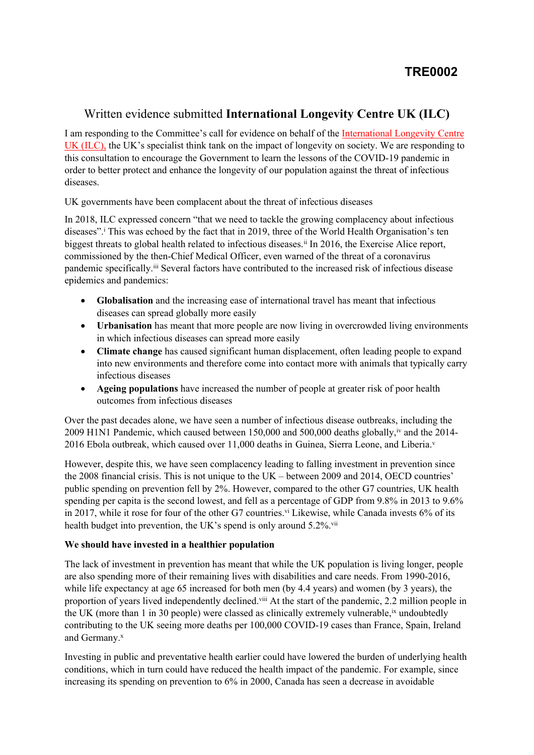TRE0002

# Written evidence submitted **International Longevity Centre UK (ILC)**

I am responding to the Committee's call for evidence on behalf of the International Longevity Centre UK (ILC), the UK's specialist think tank on the impact of longevity on society. We are responding to this consultation to encourage the Government to learn the lessons of the COVID-19 pandemic in order to better protect and enhance the longevity of our population against the threat of infectious diseases.

UK governments have been complacent about the threat of infectious diseases

In 2018, ILC expressed concern "that we need to tackle the growing complacency about infectious diseases".[i] This was echoed by the fact that in 2019, three of the World Health Organisation's ten biggest threats to global health related to infectious diseases.[ii] In 2016, the Exercise Alice report, commissioned by the then-Chief Medical Officer, even warned of the threat of a coronavirus pandemic specifically.[iii] Several factors have contributed to the increased risk of infectious disease epidemics and pandemics:

- **Globalisation** and the increasing ease of international travel has meant that infectious diseases can spread globally more easily
- **Urbanisation** has meant that more people are now living in overcrowded living environments in which infectious diseases can spread more easily
- **Climate change** has caused significant human displacement, often leading people to expand into new environments and therefore come into contact more with animals that typically carry infectious diseases
- **Ageing populations** have increased the number of people at greater risk of poor health outcomes from infectious diseases

Over the past decades alone, we have seen a number of infectious disease outbreaks, including the 2009 H1N1 Pandemic, which caused between 150,000 and 500,000 deaths globally,[iv] and the 2014-2016 Ebola outbreak, which caused over 11,000 deaths in Guinea, Sierra Leone, and Liberia.[v]

However, despite this, we have seen complacency leading to falling investment in prevention since the 2008 financial crisis. This is not unique to the UK – between 2009 and 2014, OECD countries' public spending on prevention fell by 2%. However, compared to the other G7 countries, UK health spending per capita is the second lowest, and fell as a percentage of GDP from 9.8% in 2013 to 9.6% in 2017, while it rose for four of the other G7 countries.[vi] Likewise, while Canada invests 6% of its health budget into prevention, the UK's spend is only around 5.2%.[vii]

**We should have invested in a healthier population**

The lack of investment in prevention has meant that while the UK population is living longer, people are also spending more of their remaining lives with disabilities and care needs. From 1990-2016, while life expectancy at age 65 increased for both men (by 4.4 years) and women (by 3 years), the proportion of years lived independently declined.[viii] At the start of the pandemic, 2.2 million people in the UK (more than 1 in 30 people) were classed as clinically extremely vulnerable,[ix] undoubtedly contributing to the UK seeing more deaths per 100,000 COVID-19 cases than France, Spain, Ireland and Germany.[x]

Investing in public and preventative health earlier could have lowered the burden of underlying health conditions, which in turn could have reduced the health impact of the pandemic. For example, since increasing its spending on prevention to 6% in 2000, Canada has seen a decrease in avoidable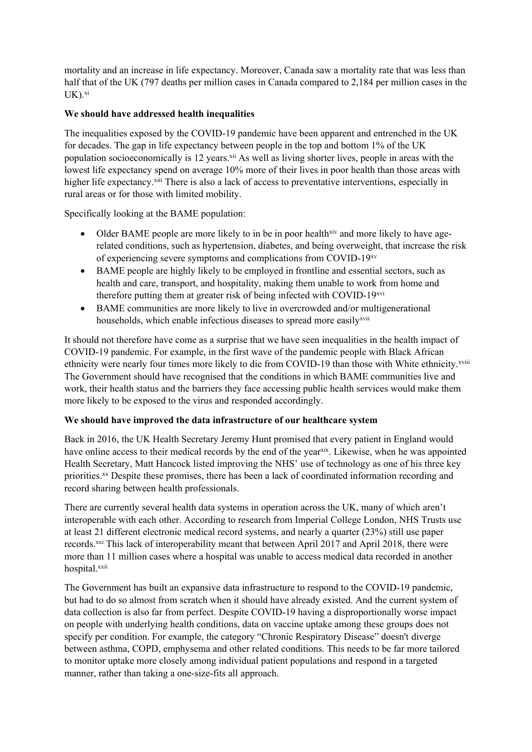mortality and an increase in life expectancy. Moreover, Canada saw a mortality rate that was less than half that of the UK (797 deaths per million cases in Canada compared to 2,184 per million cases in the UK).[xi]

**We should have addressed health inequalities**

The inequalities exposed by the COVID-19 pandemic have been apparent and entrenched in the UK for decades. The gap in life expectancy between people in the top and bottom 1% of the UK population socioeconomically is 12 years.[xii] As well as living shorter lives, people in areas with the lowest life expectancy spend on average 10% more of their lives in poor health than those areas with higher life expectancy.[xiii] There is also a lack of access to preventative interventions, especially in rural areas or for those with limited mobility.

Specifically looking at the BAME population:

- Older BAME people are more likely to in be in poor health[xiv] and more likely to have age-related conditions, such as hypertension, diabetes, and being overweight, that increase the risk of experiencing severe symptoms and complications from COVID-19[xv]
- BAME people are highly likely to be employed in frontline and essential sectors, such as health and care, transport, and hospitality, making them unable to work from home and therefore putting them at greater risk of being infected with COVID-19[xvi]
- BAME communities are more likely to live in overcrowded and/or multigenerational households, which enable infectious diseases to spread more easily[xvii]

It should not therefore have come as a surprise that we have seen inequalities in the health impact of COVID-19 pandemic. For example, in the first wave of the pandemic people with Black African ethnicity were nearly four times more likely to die from COVID-19 than those with White ethnicity.[xviii] The Government should have recognised that the conditions in which BAME communities live and work, their health status and the barriers they face accessing public health services would make them more likely to be exposed to the virus and responded accordingly.

**We should have improved the data infrastructure of our healthcare system**

Back in 2016, the UK Health Secretary Jeremy Hunt promised that every patient in England would have online access to their medical records by the end of the year[xix]. Likewise, when he was appointed Health Secretary, Matt Hancock listed improving the NHS' use of technology as one of his three key priorities.[xx] Despite these promises, there has been a lack of coordinated information recording and record sharing between health professionals.

There are currently several health data systems in operation across the UK, many of which aren't interoperable with each other. According to research from Imperial College London, NHS Trusts use at least 21 different electronic medical record systems, and nearly a quarter (23%) still use paper records.[xxi] This lack of interoperability meant that between April 2017 and April 2018, there were more than 11 million cases where a hospital was unable to access medical data recorded in another hospital.[xxii]

The Government has built an expansive data infrastructure to respond to the COVID-19 pandemic, but had to do so almost from scratch when it should have already existed. And the current system of data collection is also far from perfect. Despite COVID-19 having a disproportionally worse impact on people with underlying health conditions, data on vaccine uptake among these groups does not specify per condition. For example, the category "Chronic Respiratory Disease" doesn't diverge between asthma, COPD, emphysema and other related conditions. This needs to be far more tailored to monitor uptake more closely among individual patient populations and respond in a targeted manner, rather than taking a one-size-fits all approach.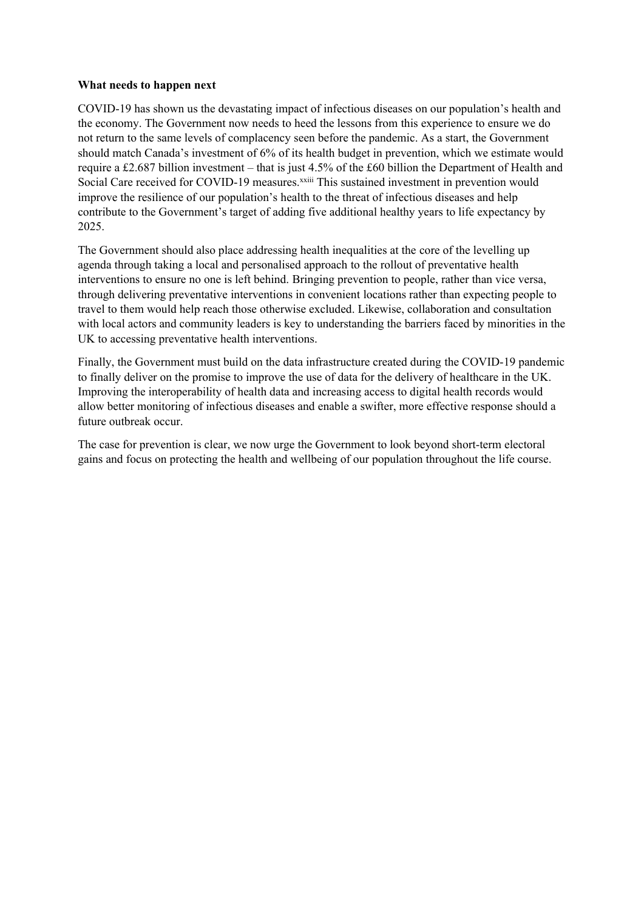**What needs to happen next**

COVID-19 has shown us the devastating impact of infectious diseases on our population's health and the economy. The Government now needs to heed the lessons from this experience to ensure we do not return to the same levels of complacency seen before the pandemic. As a start, the Government should match Canada's investment of 6% of its health budget in prevention, which we estimate would require a £2.687 billion investment – that is just 4.5% of the £60 billion the Department of Health and Social Care received for COVID-19 measures.[xxiii] This sustained investment in prevention would improve the resilience of our population's health to the threat of infectious diseases and help contribute to the Government's target of adding five additional healthy years to life expectancy by 2025.

The Government should also place addressing health inequalities at the core of the levelling up agenda through taking a local and personalised approach to the rollout of preventative health interventions to ensure no one is left behind. Bringing prevention to people, rather than vice versa, through delivering preventative interventions in convenient locations rather than expecting people to travel to them would help reach those otherwise excluded. Likewise, collaboration and consultation with local actors and community leaders is key to understanding the barriers faced by minorities in the UK to accessing preventative health interventions.

Finally, the Government must build on the data infrastructure created during the COVID-19 pandemic to finally deliver on the promise to improve the use of data for the delivery of healthcare in the UK. Improving the interoperability of health data and increasing access to digital health records would allow better monitoring of infectious diseases and enable a swifter, more effective response should a future outbreak occur.

The case for prevention is clear, we now urge the Government to look beyond short-term electoral gains and focus on protecting the health and wellbeing of our population throughout the life course.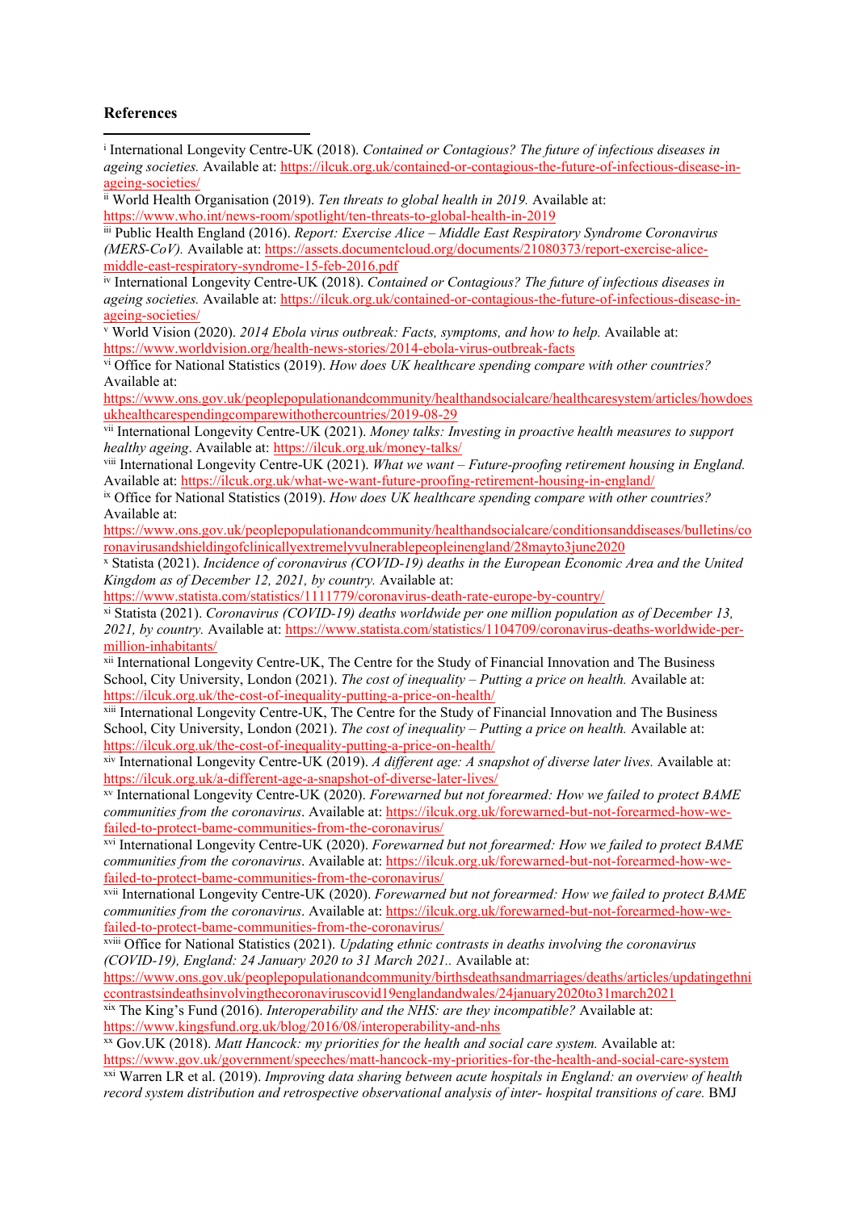**References**

---

[i] International Longevity Centre-UK (2018). *Contained or Contagious? The future of infectious diseases in ageing societies.* Available at: https://ilcuk.org.uk/contained-or-contagious-the-future-of-infectious-disease-in-ageing-societies/

[ii] World Health Organisation (2019). *Ten threats to global health in 2019.* Available at: https://www.who.int/news-room/spotlight/ten-threats-to-global-health-in-2019

[iii] Public Health England (2016). *Report: Exercise Alice – Middle East Respiratory Syndrome Coronavirus (MERS-CoV).* Available at: https://assets.documentcloud.org/documents/21080373/report-exercise-alice-middle-east-respiratory-syndrome-15-feb-2016.pdf

[iv] International Longevity Centre-UK (2018). *Contained or Contagious? The future of infectious diseases in ageing societies.* Available at: https://ilcuk.org.uk/contained-or-contagious-the-future-of-infectious-disease-in-ageing-societies/

[v] World Vision (2020). *2014 Ebola virus outbreak: Facts, symptoms, and how to help.* Available at: https://www.worldvision.org/health-news-stories/2014-ebola-virus-outbreak-facts

[vi] Office for National Statistics (2019). *How does UK healthcare spending compare with other countries?* Available at: https://www.ons.gov.uk/peoplepopulationandcommunity/healthandsocialcare/healthcaresystem/articles/howdoesukhealthcarespendingcomparewithothercountries/2019-08-29

[vii] International Longevity Centre-UK (2021). *Money talks: Investing in proactive health measures to support healthy ageing*. Available at: https://ilcuk.org.uk/money-talks/

[viii] International Longevity Centre-UK (2021). *What we want – Future-proofing retirement housing in England.* Available at: https://ilcuk.org.uk/what-we-want-future-proofing-retirement-housing-in-england/

[ix] Office for National Statistics (2019). *How does UK healthcare spending compare with other countries?* Available at: https://www.ons.gov.uk/peoplepopulationandcommunity/healthandsocialcare/conditionsanddiseases/bulletins/coronavirusandshieldingofclinicallyextremelyvulnerablepeopleinengland/28mayto3june2020

[x] Statista (2021). *Incidence of coronavirus (COVID-19) deaths in the European Economic Area and the United Kingdom as of December 12, 2021, by country.* Available at: https://www.statista.com/statistics/1111779/coronavirus-death-rate-europe-by-country/

[xi] Statista (2021). *Coronavirus (COVID-19) deaths worldwide per one million population as of December 13, 2021, by country.* Available at: https://www.statista.com/statistics/1104709/coronavirus-deaths-worldwide-per-million-inhabitants/

[xii] International Longevity Centre-UK, The Centre for the Study of Financial Innovation and The Business School, City University, London (2021). *The cost of inequality – Putting a price on health.* Available at: https://ilcuk.org.uk/the-cost-of-inequality-putting-a-price-on-health/

[xiii] International Longevity Centre-UK, The Centre for the Study of Financial Innovation and The Business School, City University, London (2021). *The cost of inequality – Putting a price on health.* Available at: https://ilcuk.org.uk/the-cost-of-inequality-putting-a-price-on-health/

[xiv] International Longevity Centre-UK (2019). *A different age: A snapshot of diverse later lives.* Available at: https://ilcuk.org.uk/a-different-age-a-snapshot-of-diverse-later-lives/

[xv] International Longevity Centre-UK (2020). *Forewarned but not forearmed: How we failed to protect BAME communities from the coronavirus*. Available at: https://ilcuk.org.uk/forewarned-but-not-forearmed-how-we-failed-to-protect-bame-communities-from-the-coronavirus/

[xvi] International Longevity Centre-UK (2020). *Forewarned but not forearmed: How we failed to protect BAME communities from the coronavirus*. Available at: https://ilcuk.org.uk/forewarned-but-not-forearmed-how-we-failed-to-protect-bame-communities-from-the-coronavirus/

[xvii] International Longevity Centre-UK (2020). *Forewarned but not forearmed: How we failed to protect BAME communities from the coronavirus*. Available at: https://ilcuk.org.uk/forewarned-but-not-forearmed-how-we-failed-to-protect-bame-communities-from-the-coronavirus/

[xviii] Office for National Statistics (2021). *Updating ethnic contrasts in deaths involving the coronavirus (COVID-19), England: 24 January 2020 to 31 March 2021..* Available at: https://www.ons.gov.uk/peoplepopulationandcommunity/birthsdeathsandmarriages/deaths/articles/updatingethniccontrastsindeathsinvolvingthecoronaviruscovid19englandandwales/24january2020to31march2021

[xix] The King's Fund (2016). *Interoperability and the NHS: are they incompatible?* Available at: https://www.kingsfund.org.uk/blog/2016/08/interoperability-and-nhs

[xx] Gov.UK (2018). *Matt Hancock: my priorities for the health and social care system.* Available at: https://www.gov.uk/government/speeches/matt-hancock-my-priorities-for-the-health-and-social-care-system

[xxi] Warren LR et al. (2019). *Improving data sharing between acute hospitals in England: an overview of health record system distribution and retrospective observational analysis of inter- hospital transitions of care.* BMJ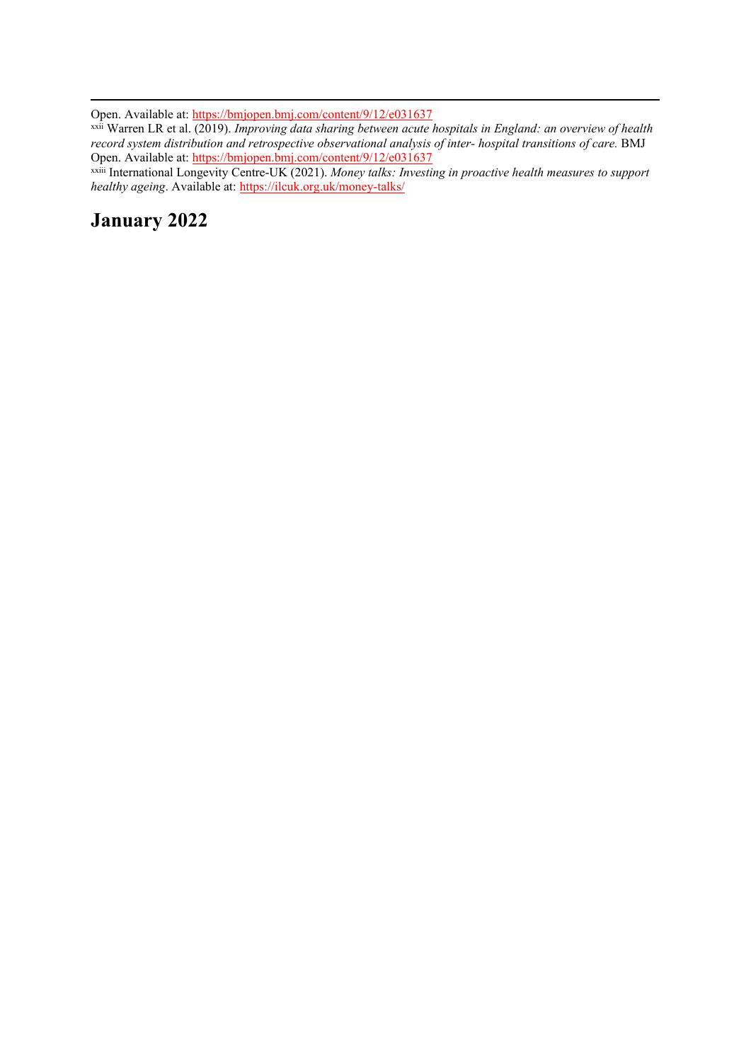Open. Available at: https://bmjopen.bmj.com/content/9/12/e031637

[xxii] Warren LR et al. (2019). *Improving data sharing between acute hospitals in England: an overview of health record system distribution and retrospective observational analysis of inter- hospital transitions of care.* BMJ Open. Available at: https://bmjopen.bmj.com/content/9/12/e031637

[xxiii] International Longevity Centre-UK (2021). *Money talks: Investing in proactive health measures to support healthy ageing*. Available at: https://ilcuk.org.uk/money-talks/

## January 2022